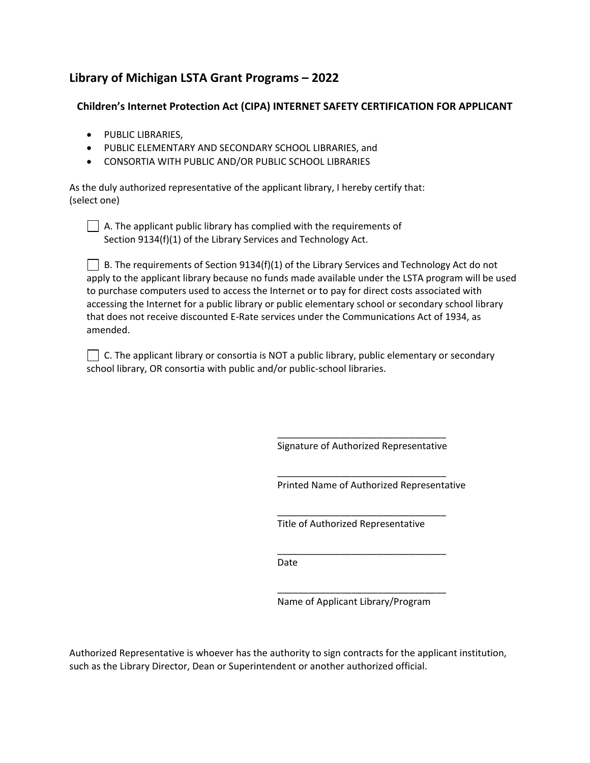## Library of Michigan LSTA Grant Programs – 2022

### Children's Internet Protection Act (CIPA) INTERNET SAFETY CERTIFICATION FOR APPLICANT

- PUBLIC LIBRARIES,
- PUBLIC ELEMENTARY AND SECONDARY SCHOOL LIBRARIES, and
- CONSORTIA WITH PUBLIC AND/OR PUBLIC SCHOOL LIBRARIES

As the duly authorized representative of the applicant library, I hereby certify that:
(select one)

☐ A. The applicant public library has complied with the requirements of Section 9134(f)(1) of the Library Services and Technology Act.

☐ B. The requirements of Section 9134(f)(1) of the Library Services and Technology Act do not apply to the applicant library because no funds made available under the LSTA program will be used to purchase computers used to access the Internet or to pay for direct costs associated with accessing the Internet for a public library or public elementary school or secondary school library that does not receive discounted E-Rate services under the Communications Act of 1934, as amended.

☐ C. The applicant library or consortia is NOT a public library, public elementary or secondary school library, OR consortia with public and/or public-school libraries.

\_\_\_\_\_\_\_\_\_\_\_\_\_\_\_\_\_\_\_\_\_\_\_\_\_\_\_\_\_\_\_\_
Signature of Authorized Representative

\_\_\_\_\_\_\_\_\_\_\_\_\_\_\_\_\_\_\_\_\_\_\_\_\_\_\_\_\_\_\_\_
Printed Name of Authorized Representative

\_\_\_\_\_\_\_\_\_\_\_\_\_\_\_\_\_\_\_\_\_\_\_\_\_\_\_\_\_\_\_\_
Title of Authorized Representative

\_\_\_\_\_\_\_\_\_\_\_\_\_\_\_\_\_\_\_\_\_\_\_\_\_\_\_\_\_\_\_\_
Date

\_\_\_\_\_\_\_\_\_\_\_\_\_\_\_\_\_\_\_\_\_\_\_\_\_\_\_\_\_\_\_\_
Name of Applicant Library/Program

Authorized Representative is whoever has the authority to sign contracts for the applicant institution, such as the Library Director, Dean or Superintendent or another authorized official.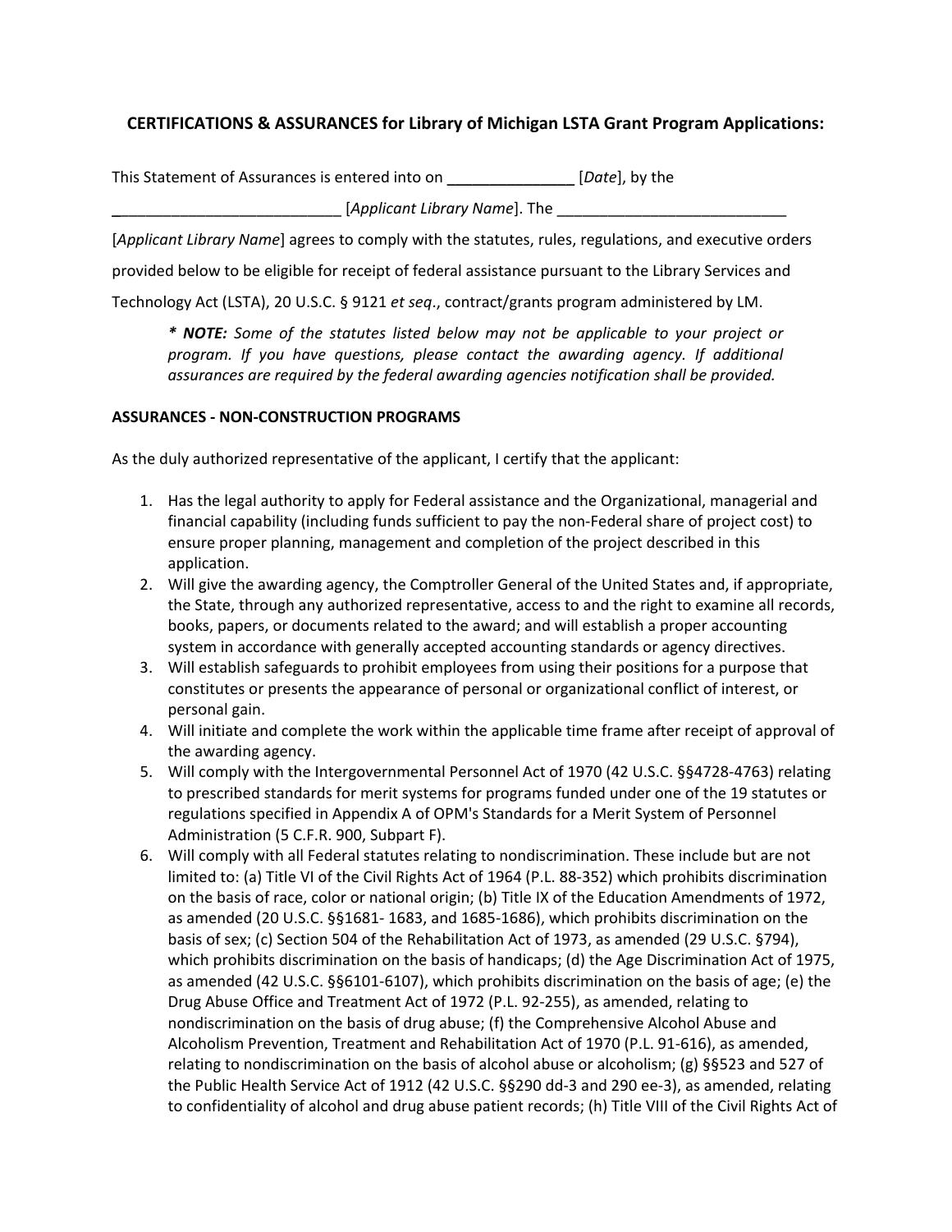**CERTIFICATIONS & ASSURANCES for Library of Michigan LSTA Grant Program Applications:**

This Statement of Assurances is entered into on _______________ [*Date*], by the

___________________________ [*Applicant Library Name*]. The ___________________________

[*Applicant Library Name*] agrees to comply with the statutes, rules, regulations, and executive orders provided below to be eligible for receipt of federal assistance pursuant to the Library Services and Technology Act (LSTA), 20 U.S.C. § 9121 *et seq*., contract/grants program administered by LM.

> ***\* NOTE:** Some of the statutes listed below may not be applicable to your project or program. If you have questions, please contact the awarding agency. If additional assurances are required by the federal awarding agencies notification shall be provided.*

**ASSURANCES - NON-CONSTRUCTION PROGRAMS**

As the duly authorized representative of the applicant, I certify that the applicant:

1. Has the legal authority to apply for Federal assistance and the Organizational, managerial and financial capability (including funds sufficient to pay the non-Federal share of project cost) to ensure proper planning, management and completion of the project described in this application.
2. Will give the awarding agency, the Comptroller General of the United States and, if appropriate, the State, through any authorized representative, access to and the right to examine all records, books, papers, or documents related to the award; and will establish a proper accounting system in accordance with generally accepted accounting standards or agency directives.
3. Will establish safeguards to prohibit employees from using their positions for a purpose that constitutes or presents the appearance of personal or organizational conflict of interest, or personal gain.
4. Will initiate and complete the work within the applicable time frame after receipt of approval of the awarding agency.
5. Will comply with the Intergovernmental Personnel Act of 1970 (42 U.S.C. §§4728-4763) relating to prescribed standards for merit systems for programs funded under one of the 19 statutes or regulations specified in Appendix A of OPM's Standards for a Merit System of Personnel Administration (5 C.F.R. 900, Subpart F).
6. Will comply with all Federal statutes relating to nondiscrimination. These include but are not limited to: (a) Title VI of the Civil Rights Act of 1964 (P.L. 88-352) which prohibits discrimination on the basis of race, color or national origin; (b) Title IX of the Education Amendments of 1972, as amended (20 U.S.C. §§1681- 1683, and 1685-1686), which prohibits discrimination on the basis of sex; (c) Section 504 of the Rehabilitation Act of 1973, as amended (29 U.S.C. §794), which prohibits discrimination on the basis of handicaps; (d) the Age Discrimination Act of 1975, as amended (42 U.S.C. §§6101-6107), which prohibits discrimination on the basis of age; (e) the Drug Abuse Office and Treatment Act of 1972 (P.L. 92-255), as amended, relating to nondiscrimination on the basis of drug abuse; (f) the Comprehensive Alcohol Abuse and Alcoholism Prevention, Treatment and Rehabilitation Act of 1970 (P.L. 91-616), as amended, relating to nondiscrimination on the basis of alcohol abuse or alcoholism; (g) §§523 and 527 of the Public Health Service Act of 1912 (42 U.S.C. §§290 dd-3 and 290 ee-3), as amended, relating to confidentiality of alcohol and drug abuse patient records; (h) Title VIII of the Civil Rights Act of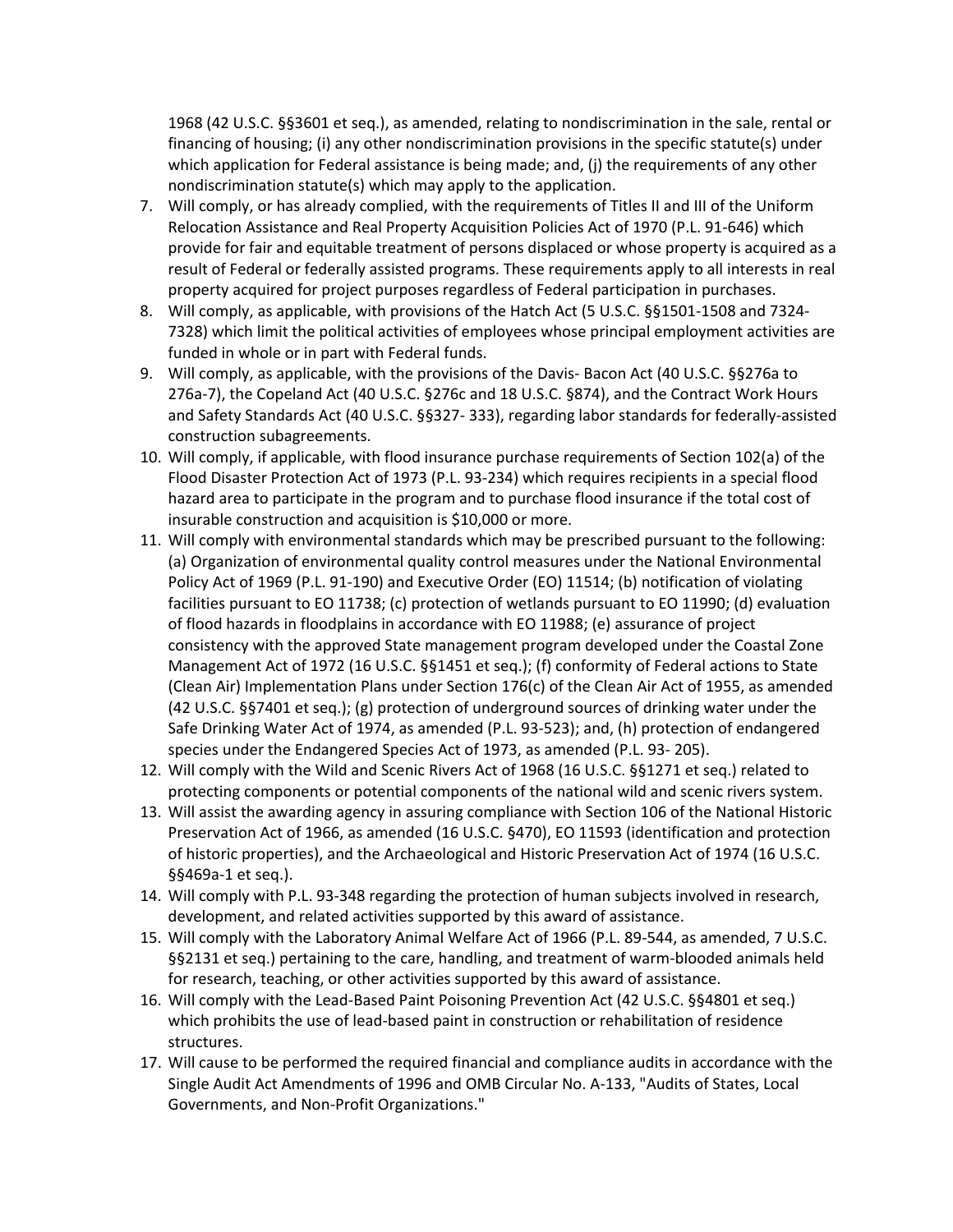1968 (42 U.S.C. §§3601 et seq.), as amended, relating to nondiscrimination in the sale, rental or financing of housing; (i) any other nondiscrimination provisions in the specific statute(s) under which application for Federal assistance is being made; and, (j) the requirements of any other nondiscrimination statute(s) which may apply to the application.

7. Will comply, or has already complied, with the requirements of Titles II and III of the Uniform Relocation Assistance and Real Property Acquisition Policies Act of 1970 (P.L. 91-646) which provide for fair and equitable treatment of persons displaced or whose property is acquired as a result of Federal or federally assisted programs. These requirements apply to all interests in real property acquired for project purposes regardless of Federal participation in purchases.
8. Will comply, as applicable, with provisions of the Hatch Act (5 U.S.C. §§1501-1508 and 7324-7328) which limit the political activities of employees whose principal employment activities are funded in whole or in part with Federal funds.
9. Will comply, as applicable, with the provisions of the Davis- Bacon Act (40 U.S.C. §§276a to 276a-7), the Copeland Act (40 U.S.C. §276c and 18 U.S.C. §874), and the Contract Work Hours and Safety Standards Act (40 U.S.C. §§327- 333), regarding labor standards for federally-assisted construction subagreements.
10. Will comply, if applicable, with flood insurance purchase requirements of Section 102(a) of the Flood Disaster Protection Act of 1973 (P.L. 93-234) which requires recipients in a special flood hazard area to participate in the program and to purchase flood insurance if the total cost of insurable construction and acquisition is $10,000 or more.
11. Will comply with environmental standards which may be prescribed pursuant to the following: (a) Organization of environmental quality control measures under the National Environmental Policy Act of 1969 (P.L. 91-190) and Executive Order (EO) 11514; (b) notification of violating facilities pursuant to EO 11738; (c) protection of wetlands pursuant to EO 11990; (d) evaluation of flood hazards in floodplains in accordance with EO 11988; (e) assurance of project consistency with the approved State management program developed under the Coastal Zone Management Act of 1972 (16 U.S.C. §§1451 et seq.); (f) conformity of Federal actions to State (Clean Air) Implementation Plans under Section 176(c) of the Clean Air Act of 1955, as amended (42 U.S.C. §§7401 et seq.); (g) protection of underground sources of drinking water under the Safe Drinking Water Act of 1974, as amended (P.L. 93-523); and, (h) protection of endangered species under the Endangered Species Act of 1973, as amended (P.L. 93- 205).
12. Will comply with the Wild and Scenic Rivers Act of 1968 (16 U.S.C. §§1271 et seq.) related to protecting components or potential components of the national wild and scenic rivers system.
13. Will assist the awarding agency in assuring compliance with Section 106 of the National Historic Preservation Act of 1966, as amended (16 U.S.C. §470), EO 11593 (identification and protection of historic properties), and the Archaeological and Historic Preservation Act of 1974 (16 U.S.C. §§469a-1 et seq.).
14. Will comply with P.L. 93-348 regarding the protection of human subjects involved in research, development, and related activities supported by this award of assistance.
15. Will comply with the Laboratory Animal Welfare Act of 1966 (P.L. 89-544, as amended, 7 U.S.C. §§2131 et seq.) pertaining to the care, handling, and treatment of warm-blooded animals held for research, teaching, or other activities supported by this award of assistance.
16. Will comply with the Lead-Based Paint Poisoning Prevention Act (42 U.S.C. §§4801 et seq.) which prohibits the use of lead-based paint in construction or rehabilitation of residence structures.
17. Will cause to be performed the required financial and compliance audits in accordance with the Single Audit Act Amendments of 1996 and OMB Circular No. A-133, "Audits of States, Local Governments, and Non-Profit Organizations."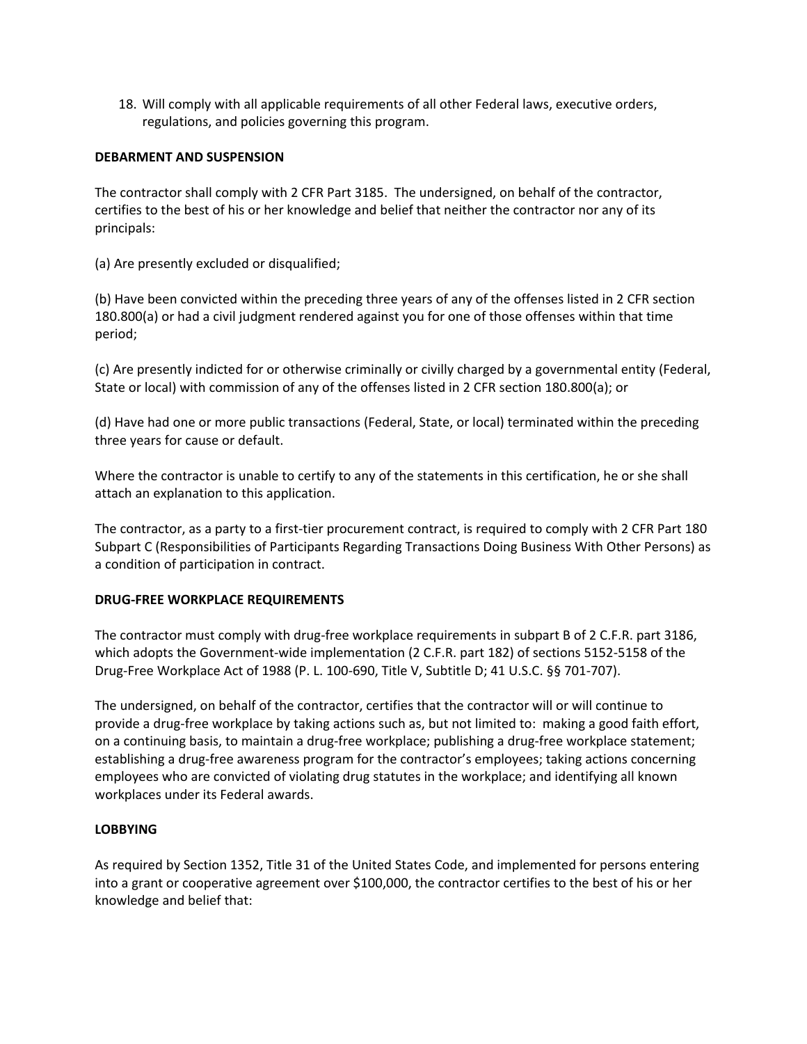18. Will comply with all applicable requirements of all other Federal laws, executive orders, regulations, and policies governing this program.

**DEBARMENT AND SUSPENSION**

The contractor shall comply with 2 CFR Part 3185. The undersigned, on behalf of the contractor, certifies to the best of his or her knowledge and belief that neither the contractor nor any of its principals:

(a) Are presently excluded or disqualified;

(b) Have been convicted within the preceding three years of any of the offenses listed in 2 CFR section 180.800(a) or had a civil judgment rendered against you for one of those offenses within that time period;

(c) Are presently indicted for or otherwise criminally or civilly charged by a governmental entity (Federal, State or local) with commission of any of the offenses listed in 2 CFR section 180.800(a); or

(d) Have had one or more public transactions (Federal, State, or local) terminated within the preceding three years for cause or default.

Where the contractor is unable to certify to any of the statements in this certification, he or she shall attach an explanation to this application.

The contractor, as a party to a first-tier procurement contract, is required to comply with 2 CFR Part 180 Subpart C (Responsibilities of Participants Regarding Transactions Doing Business With Other Persons) as a condition of participation in contract.

**DRUG-FREE WORKPLACE REQUIREMENTS**

The contractor must comply with drug-free workplace requirements in subpart B of 2 C.F.R. part 3186, which adopts the Government-wide implementation (2 C.F.R. part 182) of sections 5152-5158 of the Drug-Free Workplace Act of 1988 (P. L. 100-690, Title V, Subtitle D; 41 U.S.C. §§ 701-707).

The undersigned, on behalf of the contractor, certifies that the contractor will or will continue to provide a drug-free workplace by taking actions such as, but not limited to: making a good faith effort, on a continuing basis, to maintain a drug-free workplace; publishing a drug-free workplace statement; establishing a drug-free awareness program for the contractor's employees; taking actions concerning employees who are convicted of violating drug statutes in the workplace; and identifying all known workplaces under its Federal awards.

**LOBBYING**

As required by Section 1352, Title 31 of the United States Code, and implemented for persons entering into a grant or cooperative agreement over $100,000, the contractor certifies to the best of his or her knowledge and belief that: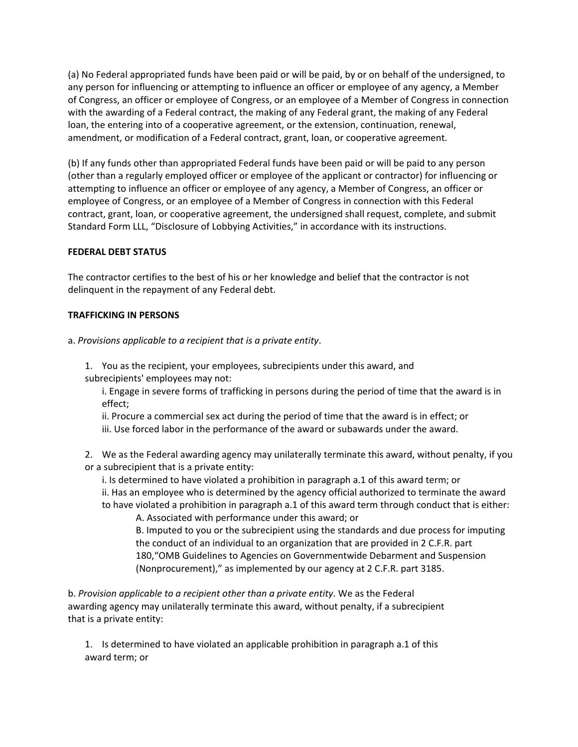(a) No Federal appropriated funds have been paid or will be paid, by or on behalf of the undersigned, to any person for influencing or attempting to influence an officer or employee of any agency, a Member of Congress, an officer or employee of Congress, or an employee of a Member of Congress in connection with the awarding of a Federal contract, the making of any Federal grant, the making of any Federal loan, the entering into of a cooperative agreement, or the extension, continuation, renewal, amendment, or modification of a Federal contract, grant, loan, or cooperative agreement.

(b) If any funds other than appropriated Federal funds have been paid or will be paid to any person (other than a regularly employed officer or employee of the applicant or contractor) for influencing or attempting to influence an officer or employee of any agency, a Member of Congress, an officer or employee of Congress, or an employee of a Member of Congress in connection with this Federal contract, grant, loan, or cooperative agreement, the undersigned shall request, complete, and submit Standard Form LLL, "Disclosure of Lobbying Activities," in accordance with its instructions.

**FEDERAL DEBT STATUS**

The contractor certifies to the best of his or her knowledge and belief that the contractor is not delinquent in the repayment of any Federal debt.

**TRAFFICKING IN PERSONS**

a. *Provisions applicable to a recipient that is a private entity*.

1. You as the recipient, your employees, subrecipients under this award, and subrecipients' employees may not:
   - i. Engage in severe forms of trafficking in persons during the period of time that the award is in effect;
   - ii. Procure a commercial sex act during the period of time that the award is in effect; or
   - iii. Use forced labor in the performance of the award or subawards under the award.

2. We as the Federal awarding agency may unilaterally terminate this award, without penalty, if you or a subrecipient that is a private entity:
   - i. Is determined to have violated a prohibition in paragraph a.1 of this award term; or
   - ii. Has an employee who is determined by the agency official authorized to terminate the award to have violated a prohibition in paragraph a.1 of this award term through conduct that is either:
     - A. Associated with performance under this award; or
     - B. Imputed to you or the subrecipient using the standards and due process for imputing the conduct of an individual to an organization that are provided in 2 C.F.R. part 180,"OMB Guidelines to Agencies on Governmentwide Debarment and Suspension (Nonprocurement)," as implemented by our agency at 2 C.F.R. part 3185.

b. *Provision applicable to a recipient other than a private entity*. We as the Federal awarding agency may unilaterally terminate this award, without penalty, if a subrecipient that is a private entity:

1. Is determined to have violated an applicable prohibition in paragraph a.1 of this award term; or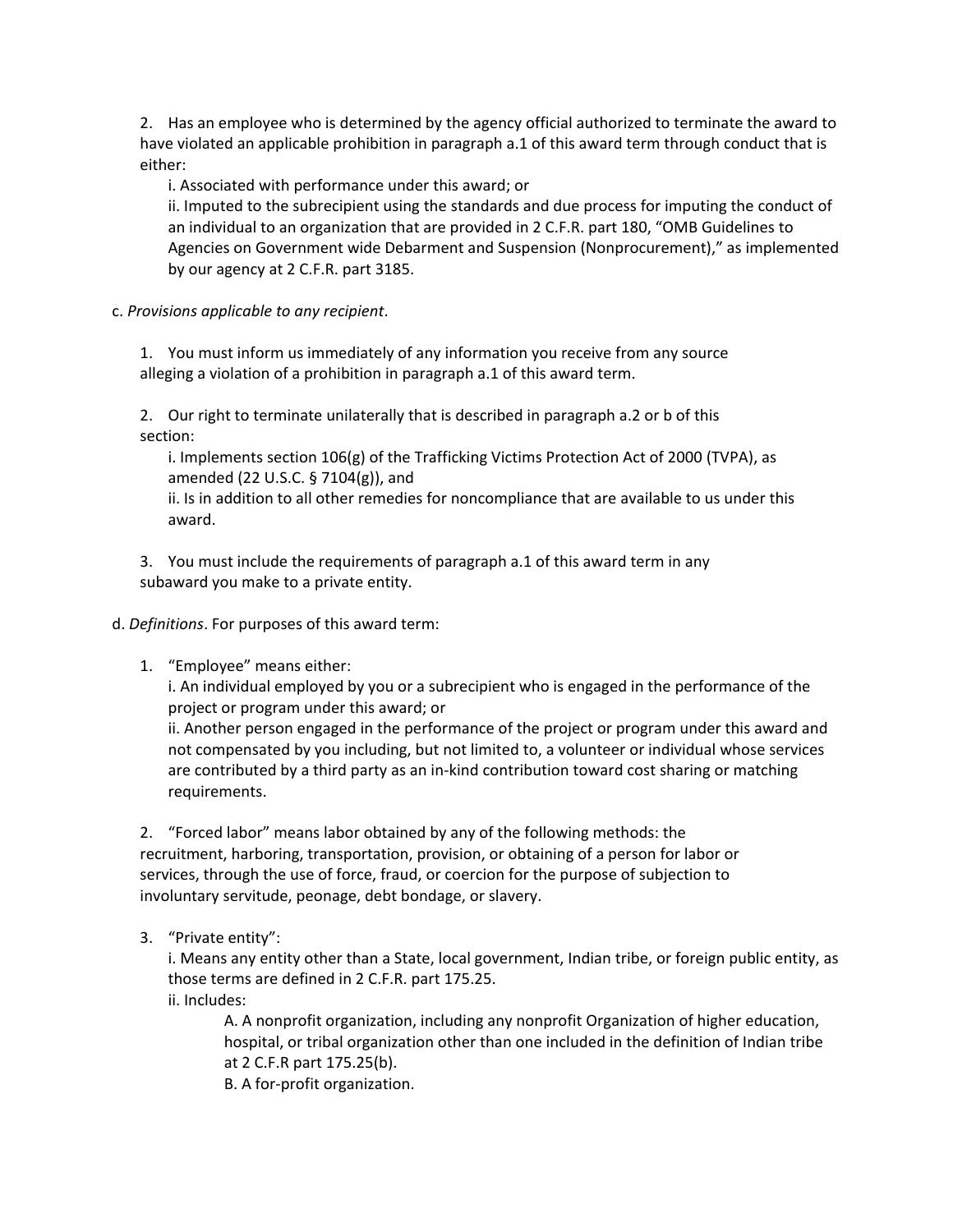2. Has an employee who is determined by the agency official authorized to terminate the award to have violated an applicable prohibition in paragraph a.1 of this award term through conduct that is either:

    i. Associated with performance under this award; or

    ii. Imputed to the subrecipient using the standards and due process for imputing the conduct of an individual to an organization that are provided in 2 C.F.R. part 180, "OMB Guidelines to Agencies on Government wide Debarment and Suspension (Nonprocurement)," as implemented by our agency at 2 C.F.R. part 3185.

c. *Provisions applicable to any recipient*.

1. You must inform us immediately of any information you receive from any source alleging a violation of a prohibition in paragraph a.1 of this award term.

2. Our right to terminate unilaterally that is described in paragraph a.2 or b of this section:

    i. Implements section 106(g) of the Trafficking Victims Protection Act of 2000 (TVPA), as amended (22 U.S.C. § 7104(g)), and

    ii. Is in addition to all other remedies for noncompliance that are available to us under this award.

3. You must include the requirements of paragraph a.1 of this award term in any subaward you make to a private entity.

d. *Definitions*. For purposes of this award term:

1. "Employee" means either:

    i. An individual employed by you or a subrecipient who is engaged in the performance of the project or program under this award; or

    ii. Another person engaged in the performance of the project or program under this award and not compensated by you including, but not limited to, a volunteer or individual whose services are contributed by a third party as an in-kind contribution toward cost sharing or matching requirements.

2. "Forced labor" means labor obtained by any of the following methods: the recruitment, harboring, transportation, provision, or obtaining of a person for labor or services, through the use of force, fraud, or coercion for the purpose of subjection to involuntary servitude, peonage, debt bondage, or slavery.

3. "Private entity":

    i. Means any entity other than a State, local government, Indian tribe, or foreign public entity, as those terms are defined in 2 C.F.R. part 175.25.

    ii. Includes:

        A. A nonprofit organization, including any nonprofit Organization of higher education, hospital, or tribal organization other than one included in the definition of Indian tribe at 2 C.F.R part 175.25(b).

        B. A for-profit organization.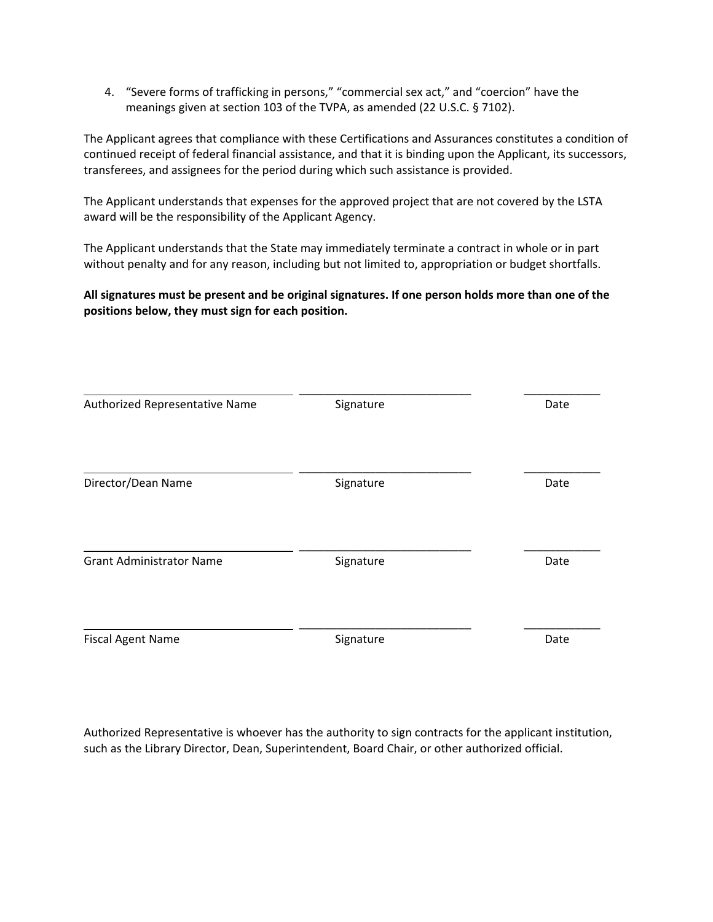4. “Severe forms of trafficking in persons,” “commercial sex act,” and “coercion” have the meanings given at section 103 of the TVPA, as amended (22 U.S.C. § 7102).

The Applicant agrees that compliance with these Certifications and Assurances constitutes a condition of continued receipt of federal financial assistance, and that it is binding upon the Applicant, its successors, transferees, and assignees for the period during which such assistance is provided.

The Applicant understands that expenses for the approved project that are not covered by the LSTA award will be the responsibility of the Applicant Agency.

The Applicant understands that the State may immediately terminate a contract in whole or in part without penalty and for any reason, including but not limited to, appropriation or budget shortfalls.

**All signatures must be present and be original signatures. If one person holds more than one of the positions below, they must sign for each position.**

| | | |
|---|---|---|
| ________________________________ | ___________________________ | ____________ |
| Authorized Representative Name | Signature | Date |
| ________________________________ | ___________________________ | ____________ |
| Director/Dean Name | Signature | Date |
| ________________________________ | ___________________________ | ____________ |
| Grant Administrator Name | Signature | Date |
| ________________________________ | ___________________________ | ____________ |
| Fiscal Agent Name | Signature | Date |

Authorized Representative is whoever has the authority to sign contracts for the applicant institution, such as the Library Director, Dean, Superintendent, Board Chair, or other authorized official.